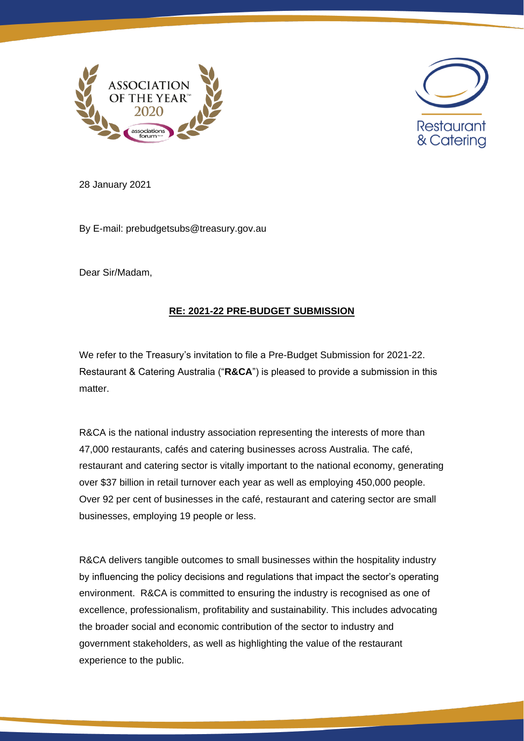28 January 2021

By E-mail: prebudgetsubs@treasury.gov.au

Dear Sir/Madam,

**RE: 2021-22 PRE-BUDGET SUBMISSION**

We refer to the Treasury's invitation to file a Pre-Budget Submission for 2021-22. Restaurant & Catering Australia ("**R&CA**") is pleased to provide a submission in this matter.

R&CA is the national industry association representing the interests of more than 47,000 restaurants, cafés and catering businesses across Australia. The café, restaurant and catering sector is vitally important to the national economy, generating over $37 billion in retail turnover each year as well as employing 450,000 people. Over 92 per cent of businesses in the café, restaurant and catering sector are small businesses, employing 19 people or less.

R&CA delivers tangible outcomes to small businesses within the hospitality industry by influencing the policy decisions and regulations that impact the sector's operating environment. R&CA is committed to ensuring the industry is recognised as one of excellence, professionalism, profitability and sustainability. This includes advocating the broader social and economic contribution of the sector to industry and government stakeholders, as well as highlighting the value of the restaurant experience to the public.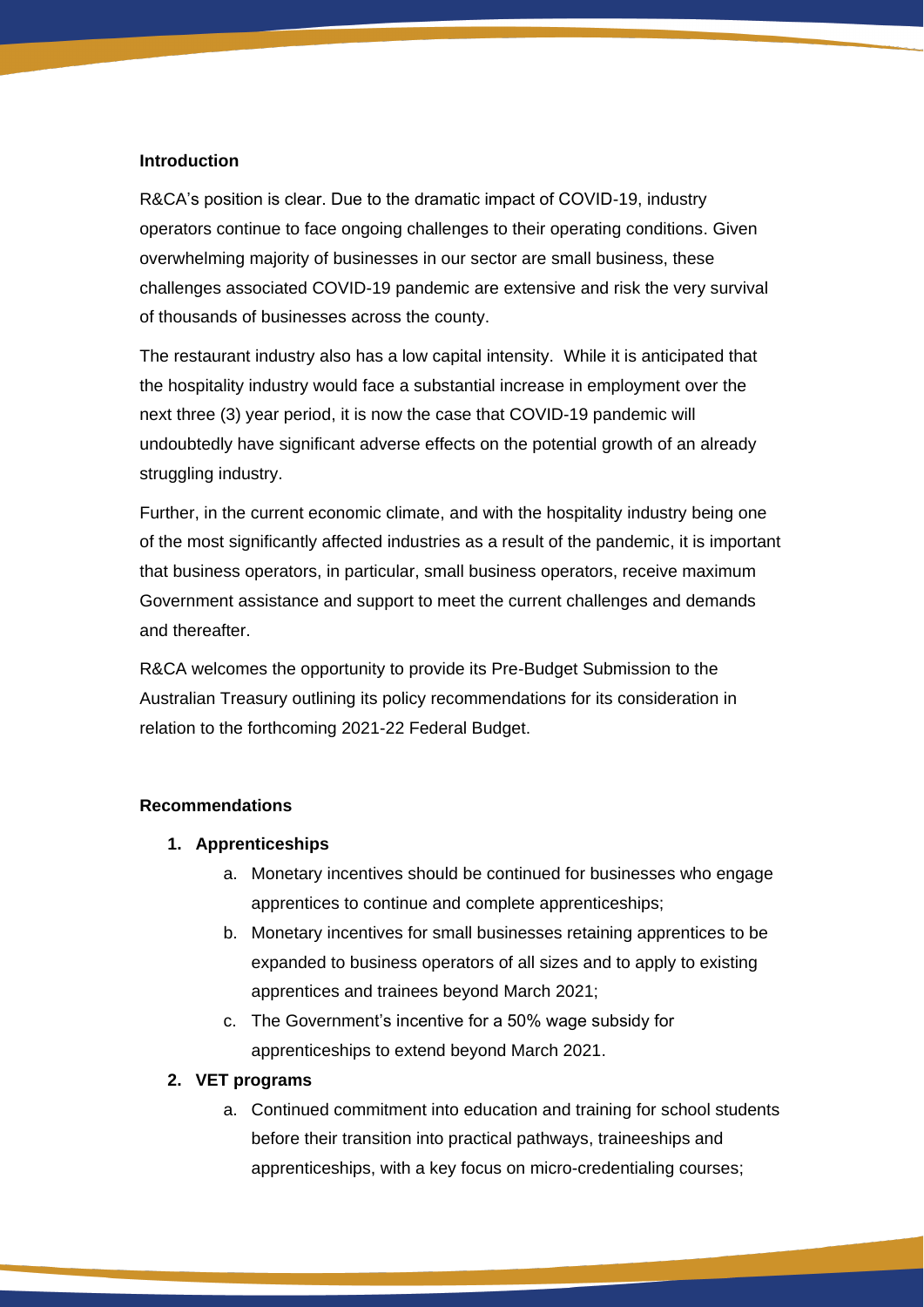**Introduction**

R&CA's position is clear. Due to the dramatic impact of COVID-19, industry operators continue to face ongoing challenges to their operating conditions. Given overwhelming majority of businesses in our sector are small business, these challenges associated COVID-19 pandemic are extensive and risk the very survival of thousands of businesses across the county.

The restaurant industry also has a low capital intensity. While it is anticipated that the hospitality industry would face a substantial increase in employment over the next three (3) year period, it is now the case that COVID-19 pandemic will undoubtedly have significant adverse effects on the potential growth of an already struggling industry.

Further, in the current economic climate, and with the hospitality industry being one of the most significantly affected industries as a result of the pandemic, it is important that business operators, in particular, small business operators, receive maximum Government assistance and support to meet the current challenges and demands and thereafter.

R&CA welcomes the opportunity to provide its Pre-Budget Submission to the Australian Treasury outlining its policy recommendations for its consideration in relation to the forthcoming 2021-22 Federal Budget.

**Recommendations**

1. **Apprenticeships**
    a. Monetary incentives should be continued for businesses who engage apprentices to continue and complete apprenticeships;
    b. Monetary incentives for small businesses retaining apprentices to be expanded to business operators of all sizes and to apply to existing apprentices and trainees beyond March 2021;
    c. The Government's incentive for a 50% wage subsidy for apprenticeships to extend beyond March 2021.
2. **VET programs**
    a. Continued commitment into education and training for school students before their transition into practical pathways, traineeships and apprenticeships, with a key focus on micro-credentialing courses;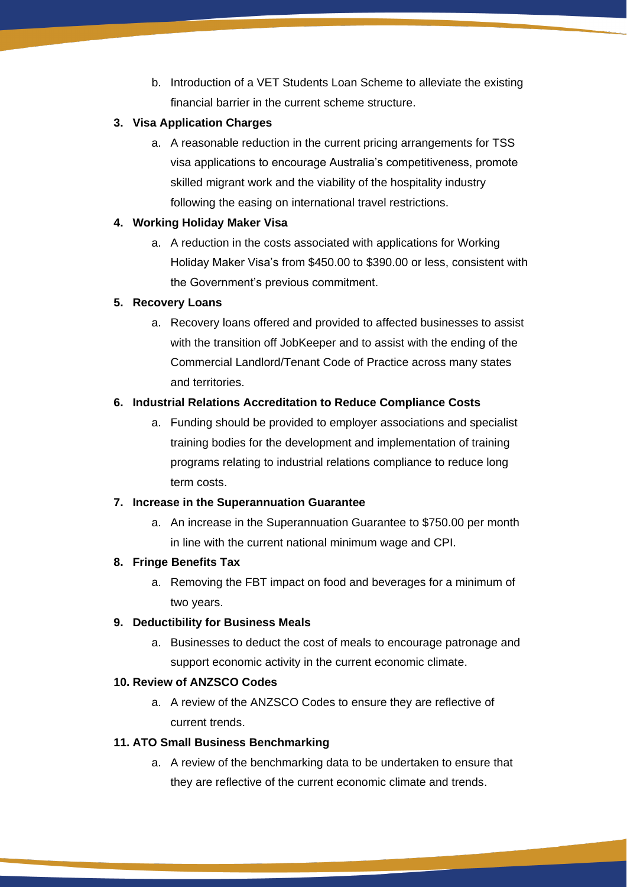b. Introduction of a VET Students Loan Scheme to alleviate the existing financial barrier in the current scheme structure.

3. **Visa Application Charges**

    a. A reasonable reduction in the current pricing arrangements for TSS visa applications to encourage Australia's competitiveness, promote skilled migrant work and the viability of the hospitality industry following the easing on international travel restrictions.

4. **Working Holiday Maker Visa**

    a. A reduction in the costs associated with applications for Working Holiday Maker Visa's from $450.00 to $390.00 or less, consistent with the Government's previous commitment.

5. **Recovery Loans**

    a. Recovery loans offered and provided to affected businesses to assist with the transition off JobKeeper and to assist with the ending of the Commercial Landlord/Tenant Code of Practice across many states and territories.

6. **Industrial Relations Accreditation to Reduce Compliance Costs**

    a. Funding should be provided to employer associations and specialist training bodies for the development and implementation of training programs relating to industrial relations compliance to reduce long term costs.

7. **Increase in the Superannuation Guarantee**

    a. An increase in the Superannuation Guarantee to $750.00 per month in line with the current national minimum wage and CPI.

8. **Fringe Benefits Tax**

    a. Removing the FBT impact on food and beverages for a minimum of two years.

9. **Deductibility for Business Meals**

    a. Businesses to deduct the cost of meals to encourage patronage and support economic activity in the current economic climate.

10. **Review of ANZSCO Codes**

    a. A review of the ANZSCO Codes to ensure they are reflective of current trends.

11. **ATO Small Business Benchmarking**

    a. A review of the benchmarking data to be undertaken to ensure that they are reflective of the current economic climate and trends.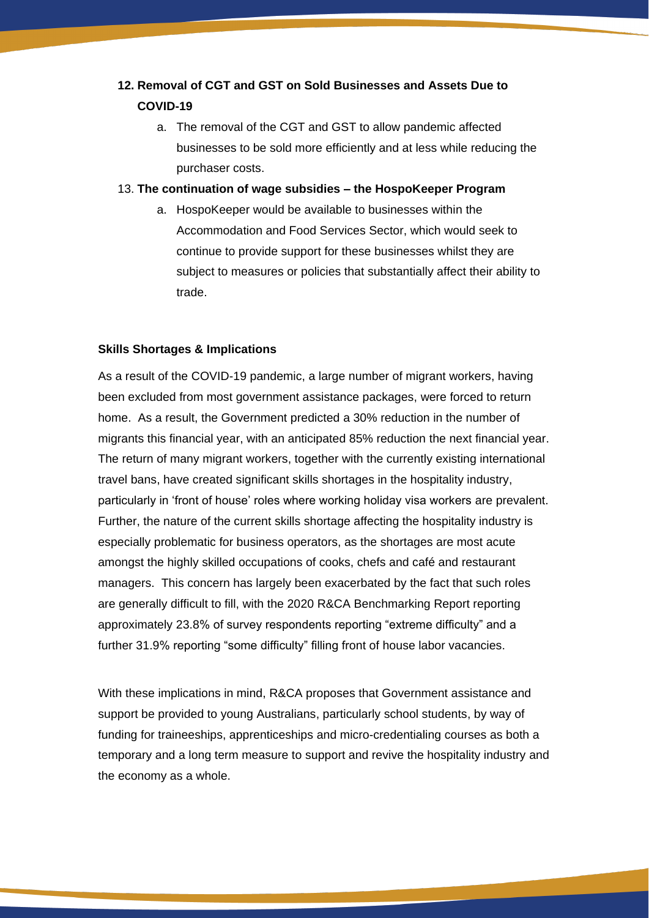12. **Removal of CGT and GST on Sold Businesses and Assets Due to COVID-19**
    a. The removal of the CGT and GST to allow pandemic affected businesses to be sold more efficiently and at less while reducing the purchaser costs.
13. **The continuation of wage subsidies – the HospoKeeper Program**
    a. HospoKeeper would be available to businesses within the Accommodation and Food Services Sector, which would seek to continue to provide support for these businesses whilst they are subject to measures or policies that substantially affect their ability to trade.

**Skills Shortages & Implications**

As a result of the COVID-19 pandemic, a large number of migrant workers, having been excluded from most government assistance packages, were forced to return home. As a result, the Government predicted a 30% reduction in the number of migrants this financial year, with an anticipated 85% reduction the next financial year. The return of many migrant workers, together with the currently existing international travel bans, have created significant skills shortages in the hospitality industry, particularly in 'front of house' roles where working holiday visa workers are prevalent. Further, the nature of the current skills shortage affecting the hospitality industry is especially problematic for business operators, as the shortages are most acute amongst the highly skilled occupations of cooks, chefs and café and restaurant managers. This concern has largely been exacerbated by the fact that such roles are generally difficult to fill, with the 2020 R&CA Benchmarking Report reporting approximately 23.8% of survey respondents reporting "extreme difficulty" and a further 31.9% reporting "some difficulty" filling front of house labor vacancies.

With these implications in mind, R&CA proposes that Government assistance and support be provided to young Australians, particularly school students, by way of funding for traineeships, apprenticeships and micro-credentialing courses as both a temporary and a long term measure to support and revive the hospitality industry and the economy as a whole.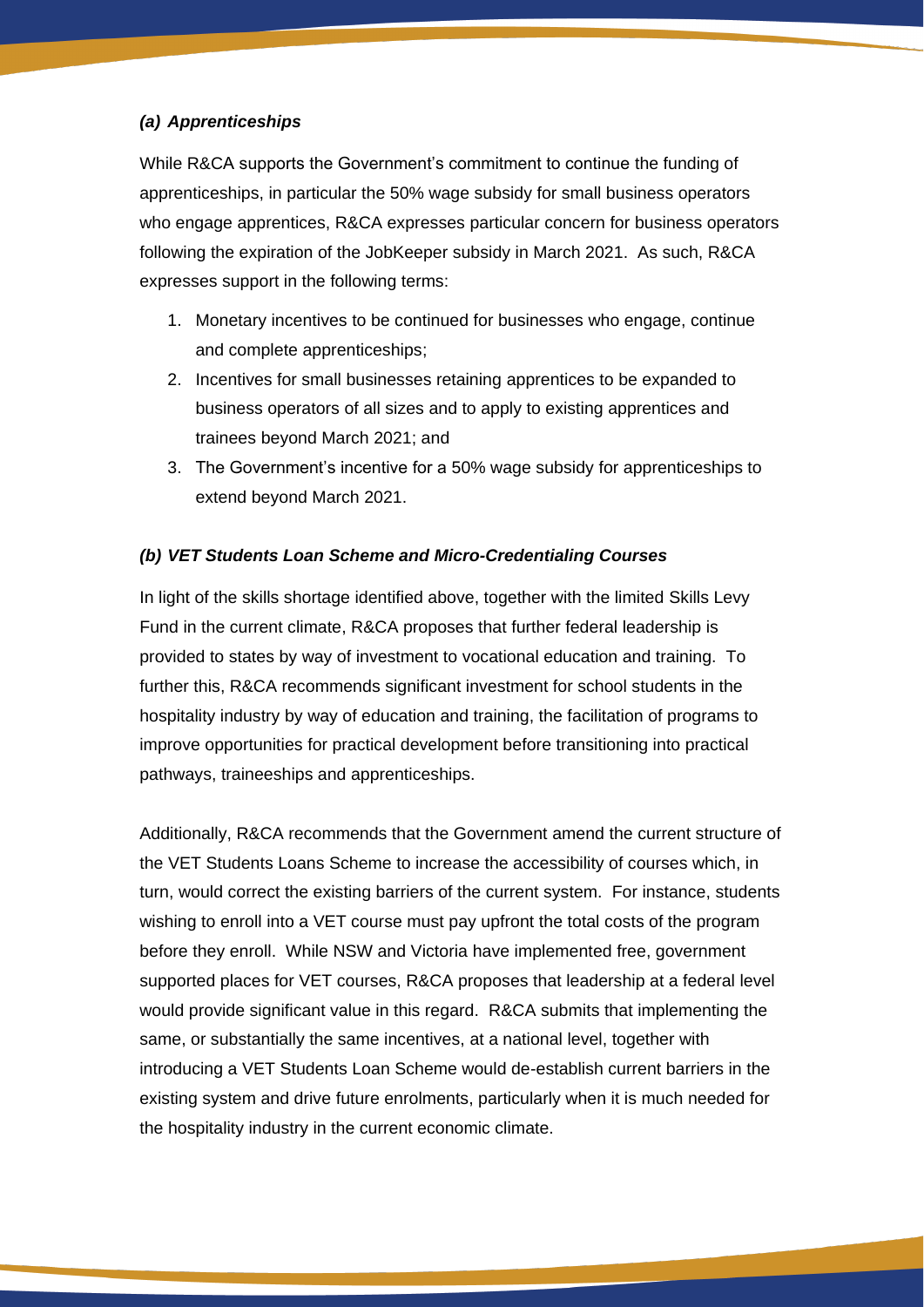### *(a) Apprenticeships*

While R&CA supports the Government's commitment to continue the funding of apprenticeships, in particular the 50% wage subsidy for small business operators who engage apprentices, R&CA expresses particular concern for business operators following the expiration of the JobKeeper subsidy in March 2021. As such, R&CA expresses support in the following terms:

1. Monetary incentives to be continued for businesses who engage, continue and complete apprenticeships;
2. Incentives for small businesses retaining apprentices to be expanded to business operators of all sizes and to apply to existing apprentices and trainees beyond March 2021; and
3. The Government's incentive for a 50% wage subsidy for apprenticeships to extend beyond March 2021.

### *(b) VET Students Loan Scheme and Micro-Credentialing Courses*

In light of the skills shortage identified above, together with the limited Skills Levy Fund in the current climate, R&CA proposes that further federal leadership is provided to states by way of investment to vocational education and training. To further this, R&CA recommends significant investment for school students in the hospitality industry by way of education and training, the facilitation of programs to improve opportunities for practical development before transitioning into practical pathways, traineeships and apprenticeships.

Additionally, R&CA recommends that the Government amend the current structure of the VET Students Loans Scheme to increase the accessibility of courses which, in turn, would correct the existing barriers of the current system. For instance, students wishing to enroll into a VET course must pay upfront the total costs of the program before they enroll. While NSW and Victoria have implemented free, government supported places for VET courses, R&CA proposes that leadership at a federal level would provide significant value in this regard. R&CA submits that implementing the same, or substantially the same incentives, at a national level, together with introducing a VET Students Loan Scheme would de-establish current barriers in the existing system and drive future enrolments, particularly when it is much needed for the hospitality industry in the current economic climate.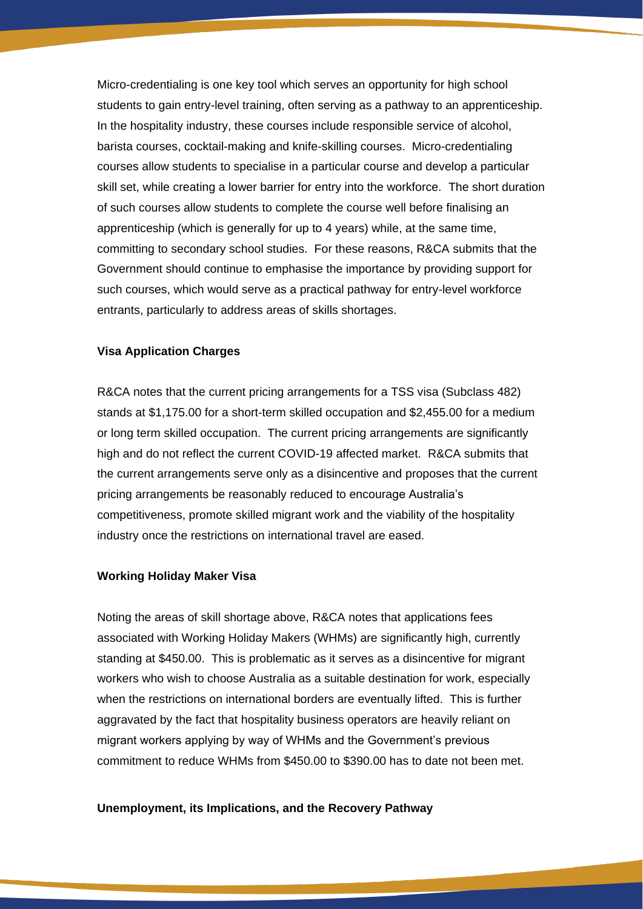Micro-credentialing is one key tool which serves an opportunity for high school students to gain entry-level training, often serving as a pathway to an apprenticeship. In the hospitality industry, these courses include responsible service of alcohol, barista courses, cocktail-making and knife-skilling courses. Micro-credentialing courses allow students to specialise in a particular course and develop a particular skill set, while creating a lower barrier for entry into the workforce. The short duration of such courses allow students to complete the course well before finalising an apprenticeship (which is generally for up to 4 years) while, at the same time, committing to secondary school studies. For these reasons, R&CA submits that the Government should continue to emphasise the importance by providing support for such courses, which would serve as a practical pathway for entry-level workforce entrants, particularly to address areas of skills shortages.

**Visa Application Charges**

R&CA notes that the current pricing arrangements for a TSS visa (Subclass 482) stands at $1,175.00 for a short-term skilled occupation and $2,455.00 for a medium or long term skilled occupation. The current pricing arrangements are significantly high and do not reflect the current COVID-19 affected market. R&CA submits that the current arrangements serve only as a disincentive and proposes that the current pricing arrangements be reasonably reduced to encourage Australia's competitiveness, promote skilled migrant work and the viability of the hospitality industry once the restrictions on international travel are eased.

**Working Holiday Maker Visa**

Noting the areas of skill shortage above, R&CA notes that applications fees associated with Working Holiday Makers (WHMs) are significantly high, currently standing at $450.00. This is problematic as it serves as a disincentive for migrant workers who wish to choose Australia as a suitable destination for work, especially when the restrictions on international borders are eventually lifted. This is further aggravated by the fact that hospitality business operators are heavily reliant on migrant workers applying by way of WHMs and the Government's previous commitment to reduce WHMs from $450.00 to $390.00 has to date not been met.

**Unemployment, its Implications, and the Recovery Pathway**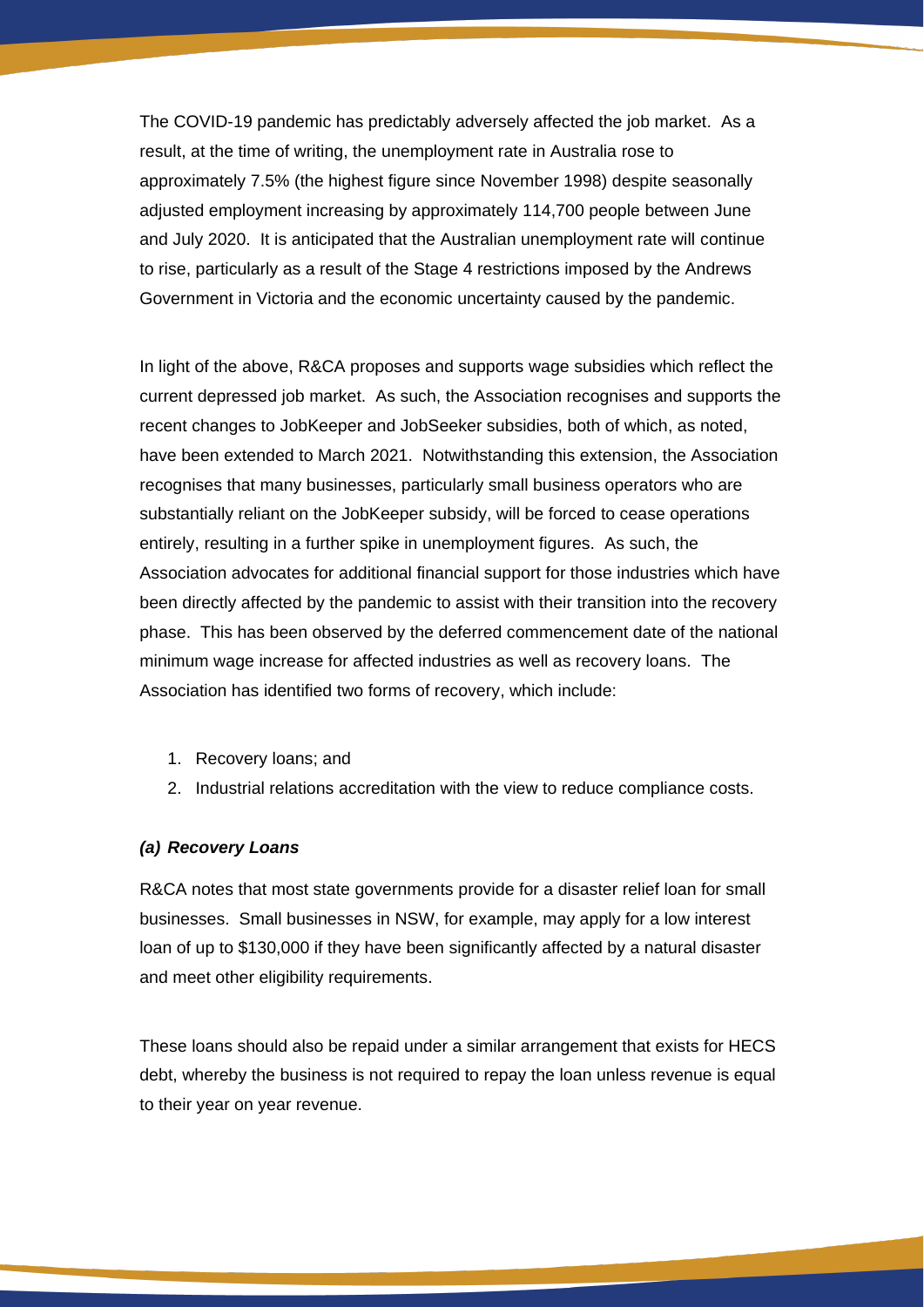The COVID-19 pandemic has predictably adversely affected the job market. As a result, at the time of writing, the unemployment rate in Australia rose to approximately 7.5% (the highest figure since November 1998) despite seasonally adjusted employment increasing by approximately 114,700 people between June and July 2020. It is anticipated that the Australian unemployment rate will continue to rise, particularly as a result of the Stage 4 restrictions imposed by the Andrews Government in Victoria and the economic uncertainty caused by the pandemic.

In light of the above, R&CA proposes and supports wage subsidies which reflect the current depressed job market. As such, the Association recognises and supports the recent changes to JobKeeper and JobSeeker subsidies, both of which, as noted, have been extended to March 2021. Notwithstanding this extension, the Association recognises that many businesses, particularly small business operators who are substantially reliant on the JobKeeper subsidy, will be forced to cease operations entirely, resulting in a further spike in unemployment figures. As such, the Association advocates for additional financial support for those industries which have been directly affected by the pandemic to assist with their transition into the recovery phase. This has been observed by the deferred commencement date of the national minimum wage increase for affected industries as well as recovery loans. The Association has identified two forms of recovery, which include:

1. Recovery loans; and
2. Industrial relations accreditation with the view to reduce compliance costs.

### *(a) Recovery Loans*

R&CA notes that most state governments provide for a disaster relief loan for small businesses. Small businesses in NSW, for example, may apply for a low interest loan of up to $130,000 if they have been significantly affected by a natural disaster and meet other eligibility requirements.

These loans should also be repaid under a similar arrangement that exists for HECS debt, whereby the business is not required to repay the loan unless revenue is equal to their year on year revenue.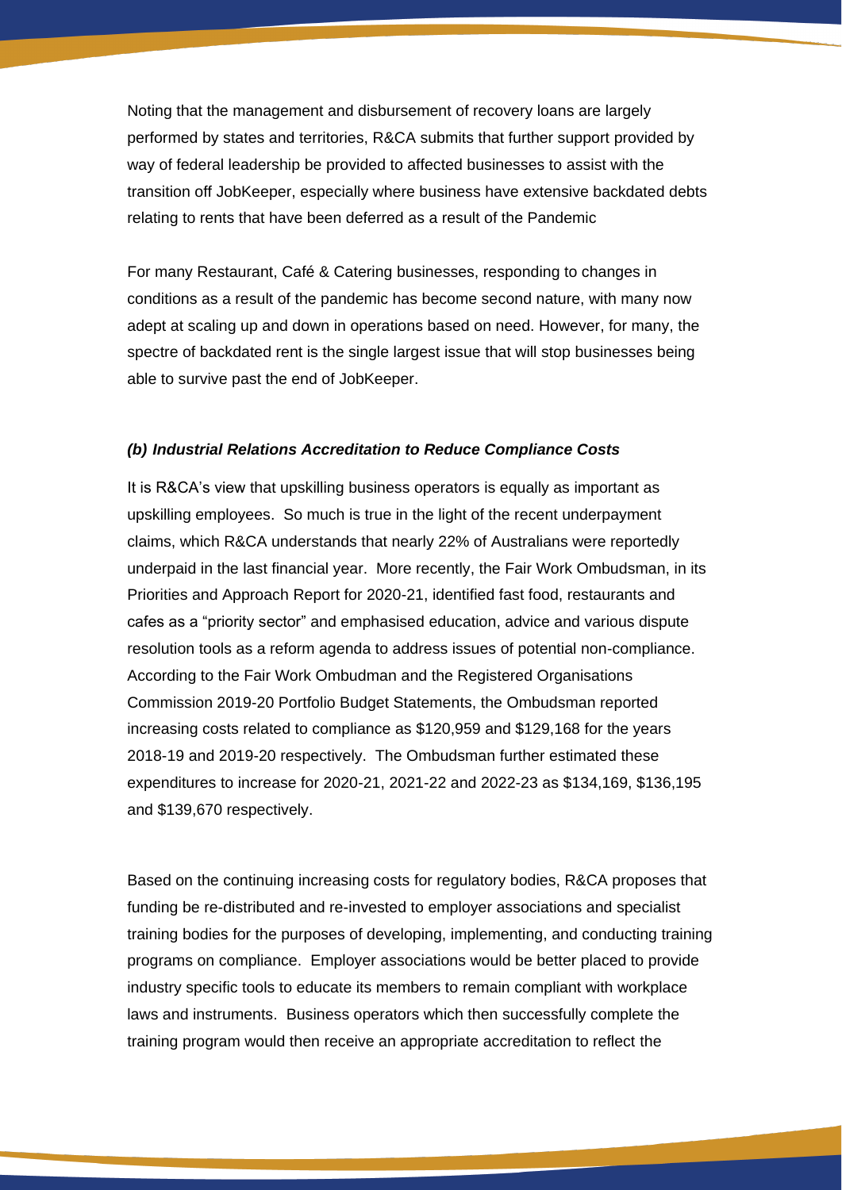Noting that the management and disbursement of recovery loans are largely performed by states and territories, R&CA submits that further support provided by way of federal leadership be provided to affected businesses to assist with the transition off JobKeeper, especially where business have extensive backdated debts relating to rents that have been deferred as a result of the Pandemic

For many Restaurant, Café & Catering businesses, responding to changes in conditions as a result of the pandemic has become second nature, with many now adept at scaling up and down in operations based on need. However, for many, the spectre of backdated rent is the single largest issue that will stop businesses being able to survive past the end of JobKeeper.

### *(b) Industrial Relations Accreditation to Reduce Compliance Costs*

It is R&CA's view that upskilling business operators is equally as important as upskilling employees. So much is true in the light of the recent underpayment claims, which R&CA understands that nearly 22% of Australians were reportedly underpaid in the last financial year. More recently, the Fair Work Ombudsman, in its Priorities and Approach Report for 2020-21, identified fast food, restaurants and cafes as a "priority sector" and emphasised education, advice and various dispute resolution tools as a reform agenda to address issues of potential non-compliance. According to the Fair Work Ombudsman and the Registered Organisations Commission 2019-20 Portfolio Budget Statements, the Ombudsman reported increasing costs related to compliance as $120,959 and $129,168 for the years 2018-19 and 2019-20 respectively. The Ombudsman further estimated these expenditures to increase for 2020-21, 2021-22 and 2022-23 as $134,169, $136,195 and $139,670 respectively.

Based on the continuing increasing costs for regulatory bodies, R&CA proposes that funding be re-distributed and re-invested to employer associations and specialist training bodies for the purposes of developing, implementing, and conducting training programs on compliance. Employer associations would be better placed to provide industry specific tools to educate its members to remain compliant with workplace laws and instruments. Business operators which then successfully complete the training program would then receive an appropriate accreditation to reflect the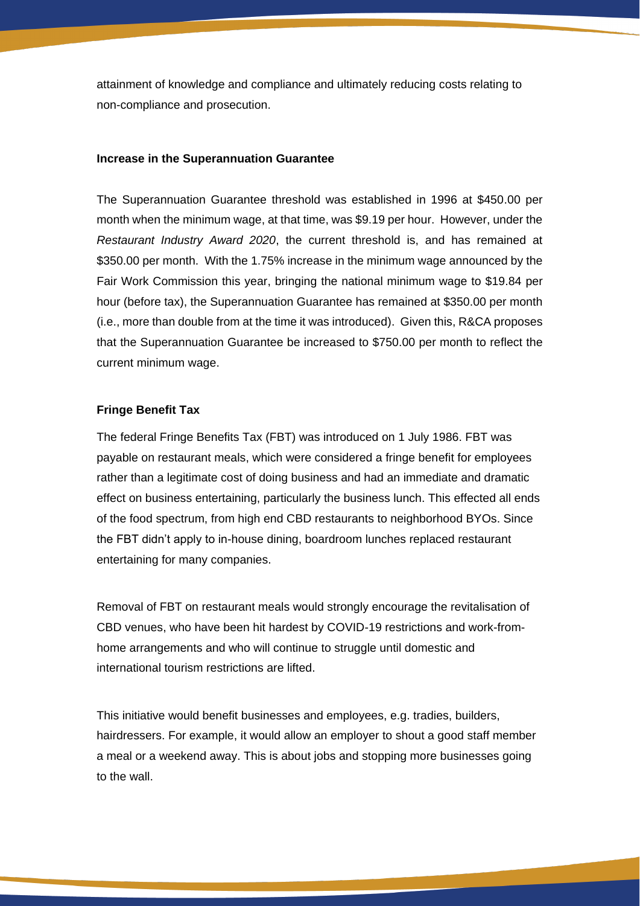attainment of knowledge and compliance and ultimately reducing costs relating to non-compliance and prosecution.

**Increase in the Superannuation Guarantee**

The Superannuation Guarantee threshold was established in 1996 at $450.00 per month when the minimum wage, at that time, was $9.19 per hour. However, under the *Restaurant Industry Award 2020*, the current threshold is, and has remained at $350.00 per month. With the 1.75% increase in the minimum wage announced by the Fair Work Commission this year, bringing the national minimum wage to $19.84 per hour (before tax), the Superannuation Guarantee has remained at $350.00 per month (i.e., more than double from at the time it was introduced). Given this, R&CA proposes that the Superannuation Guarantee be increased to $750.00 per month to reflect the current minimum wage.

**Fringe Benefit Tax**

The federal Fringe Benefits Tax (FBT) was introduced on 1 July 1986. FBT was payable on restaurant meals, which were considered a fringe benefit for employees rather than a legitimate cost of doing business and had an immediate and dramatic effect on business entertaining, particularly the business lunch. This effected all ends of the food spectrum, from high end CBD restaurants to neighborhood BYOs. Since the FBT didn't apply to in-house dining, boardroom lunches replaced restaurant entertaining for many companies.

Removal of FBT on restaurant meals would strongly encourage the revitalisation of CBD venues, who have been hit hardest by COVID-19 restrictions and work-from-home arrangements and who will continue to struggle until domestic and international tourism restrictions are lifted.

This initiative would benefit businesses and employees, e.g. tradies, builders, hairdressers. For example, it would allow an employer to shout a good staff member a meal or a weekend away. This is about jobs and stopping more businesses going to the wall.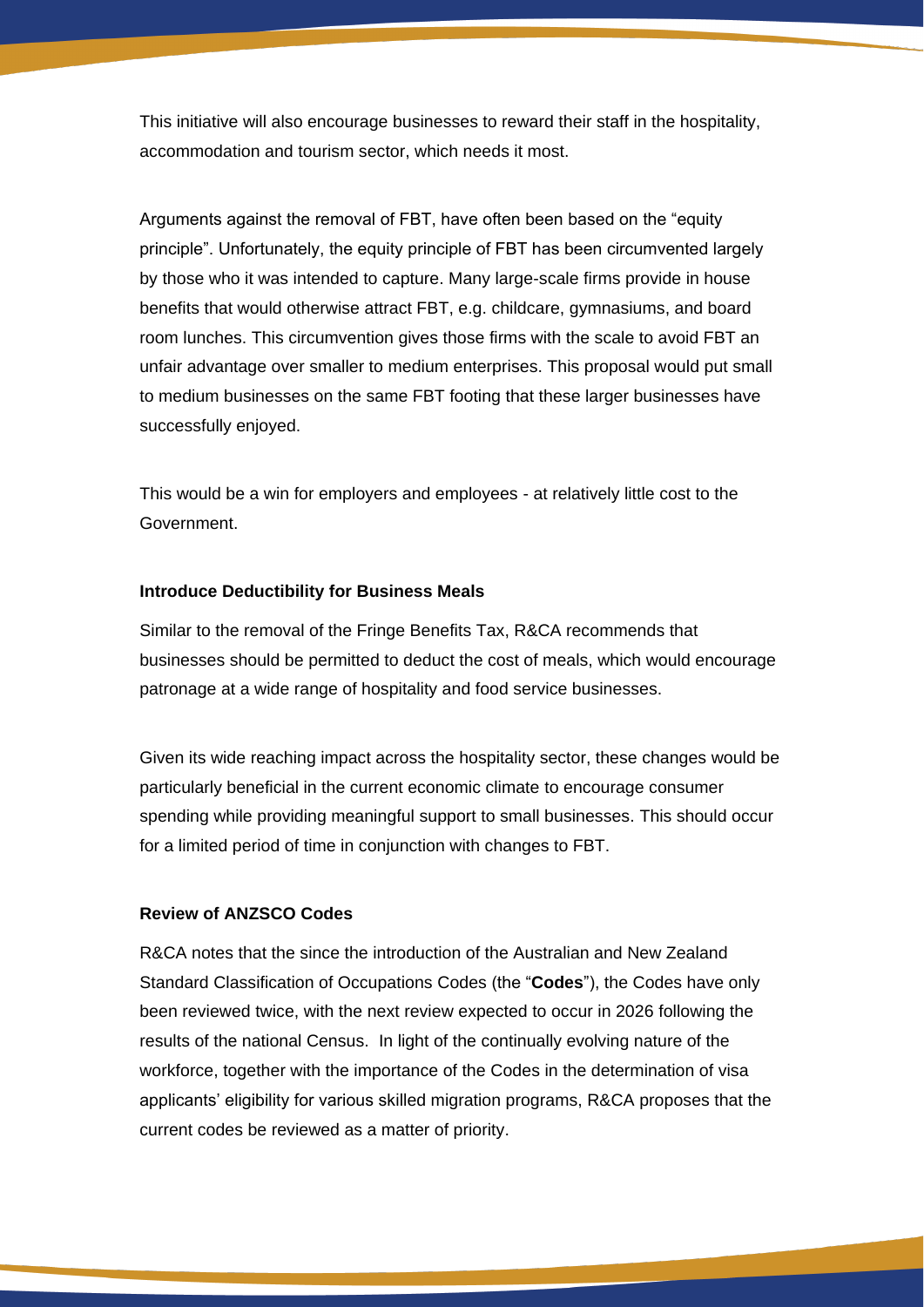This initiative will also encourage businesses to reward their staff in the hospitality, accommodation and tourism sector, which needs it most.

Arguments against the removal of FBT, have often been based on the "equity principle". Unfortunately, the equity principle of FBT has been circumvented largely by those who it was intended to capture. Many large-scale firms provide in house benefits that would otherwise attract FBT, e.g. childcare, gymnasiums, and board room lunches. This circumvention gives those firms with the scale to avoid FBT an unfair advantage over smaller to medium enterprises. This proposal would put small to medium businesses on the same FBT footing that these larger businesses have successfully enjoyed.

This would be a win for employers and employees - at relatively little cost to the Government.

**Introduce Deductibility for Business Meals**

Similar to the removal of the Fringe Benefits Tax, R&CA recommends that businesses should be permitted to deduct the cost of meals, which would encourage patronage at a wide range of hospitality and food service businesses.

Given its wide reaching impact across the hospitality sector, these changes would be particularly beneficial in the current economic climate to encourage consumer spending while providing meaningful support to small businesses. This should occur for a limited period of time in conjunction with changes to FBT.

**Review of ANZSCO Codes**

R&CA notes that the since the introduction of the Australian and New Zealand Standard Classification of Occupations Codes (the "**Codes**"), the Codes have only been reviewed twice, with the next review expected to occur in 2026 following the results of the national Census. In light of the continually evolving nature of the workforce, together with the importance of the Codes in the determination of visa applicants' eligibility for various skilled migration programs, R&CA proposes that the current codes be reviewed as a matter of priority.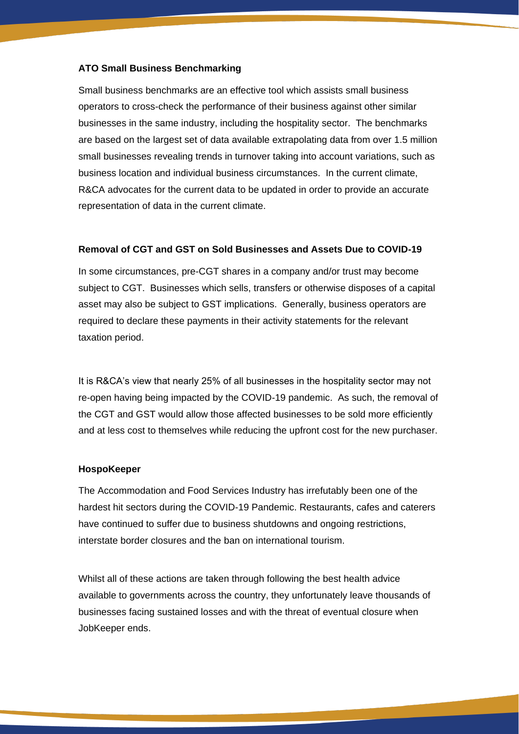**ATO Small Business Benchmarking**

Small business benchmarks are an effective tool which assists small business operators to cross-check the performance of their business against other similar businesses in the same industry, including the hospitality sector. The benchmarks are based on the largest set of data available extrapolating data from over 1.5 million small businesses revealing trends in turnover taking into account variations, such as business location and individual business circumstances. In the current climate, R&CA advocates for the current data to be updated in order to provide an accurate representation of data in the current climate.

**Removal of CGT and GST on Sold Businesses and Assets Due to COVID-19**

In some circumstances, pre-CGT shares in a company and/or trust may become subject to CGT. Businesses which sells, transfers or otherwise disposes of a capital asset may also be subject to GST implications. Generally, business operators are required to declare these payments in their activity statements for the relevant taxation period.

It is R&CA's view that nearly 25% of all businesses in the hospitality sector may not re-open having being impacted by the COVID-19 pandemic. As such, the removal of the CGT and GST would allow those affected businesses to be sold more efficiently and at less cost to themselves while reducing the upfront cost for the new purchaser.

**HospoKeeper**

The Accommodation and Food Services Industry has irrefutably been one of the hardest hit sectors during the COVID-19 Pandemic. Restaurants, cafes and caterers have continued to suffer due to business shutdowns and ongoing restrictions, interstate border closures and the ban on international tourism.

Whilst all of these actions are taken through following the best health advice available to governments across the country, they unfortunately leave thousands of businesses facing sustained losses and with the threat of eventual closure when JobKeeper ends.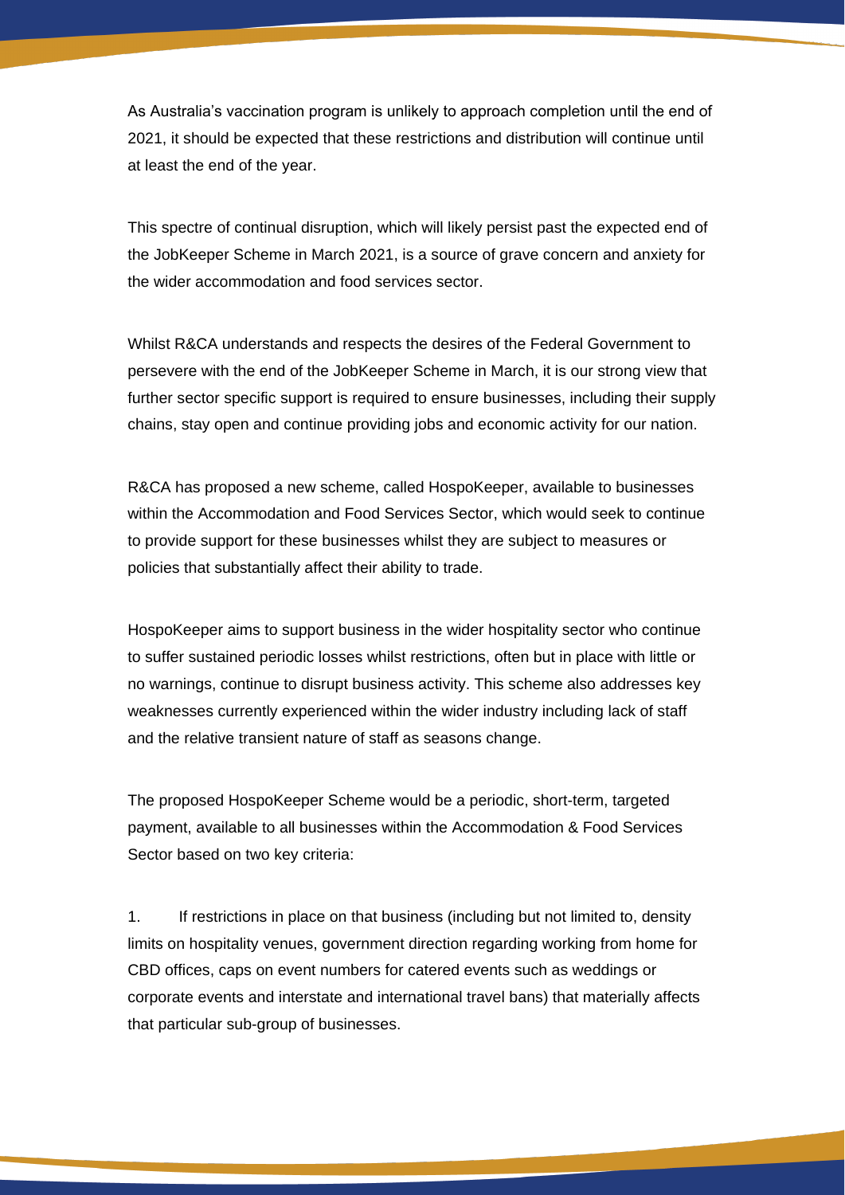As Australia's vaccination program is unlikely to approach completion until the end of 2021, it should be expected that these restrictions and distribution will continue until at least the end of the year.

This spectre of continual disruption, which will likely persist past the expected end of the JobKeeper Scheme in March 2021, is a source of grave concern and anxiety for the wider accommodation and food services sector.

Whilst R&CA understands and respects the desires of the Federal Government to persevere with the end of the JobKeeper Scheme in March, it is our strong view that further sector specific support is required to ensure businesses, including their supply chains, stay open and continue providing jobs and economic activity for our nation.

R&CA has proposed a new scheme, called HospoKeeper, available to businesses within the Accommodation and Food Services Sector, which would seek to continue to provide support for these businesses whilst they are subject to measures or policies that substantially affect their ability to trade.

HospoKeeper aims to support business in the wider hospitality sector who continue to suffer sustained periodic losses whilst restrictions, often but in place with little or no warnings, continue to disrupt business activity. This scheme also addresses key weaknesses currently experienced within the wider industry including lack of staff and the relative transient nature of staff as seasons change.

The proposed HospoKeeper Scheme would be a periodic, short-term, targeted payment, available to all businesses within the Accommodation & Food Services Sector based on two key criteria:

1. If restrictions in place on that business (including but not limited to, density limits on hospitality venues, government direction regarding working from home for CBD offices, caps on event numbers for catered events such as weddings or corporate events and interstate and international travel bans) that materially affects that particular sub-group of businesses.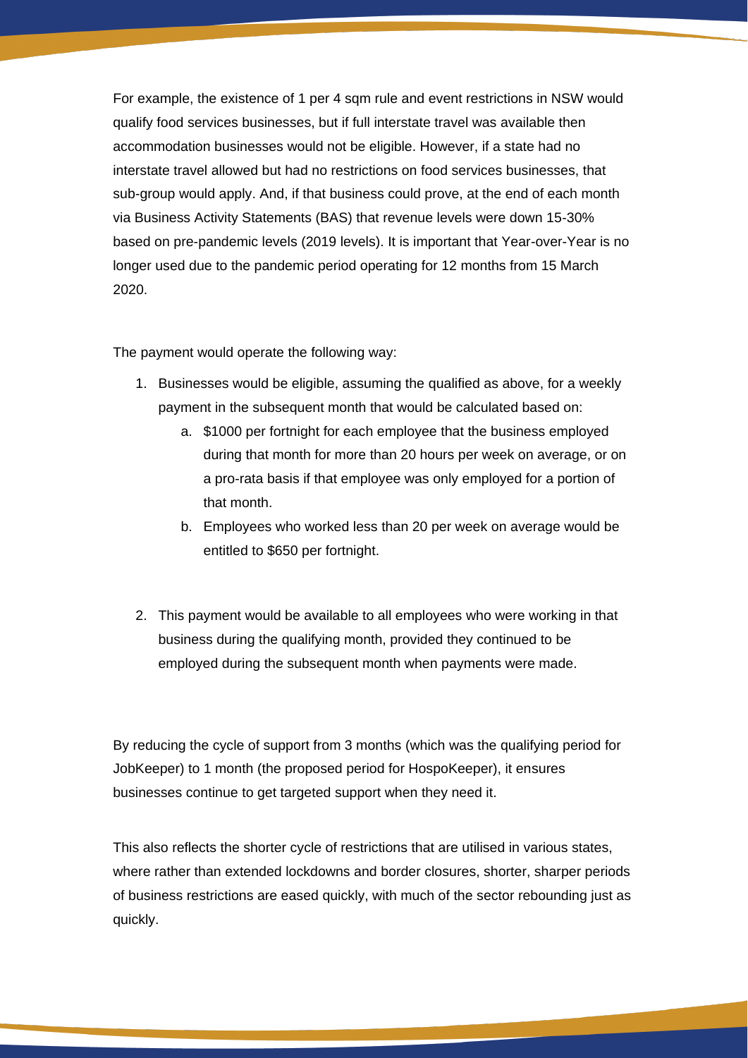For example, the existence of 1 per 4 sqm rule and event restrictions in NSW would qualify food services businesses, but if full interstate travel was available then accommodation businesses would not be eligible. However, if a state had no interstate travel allowed but had no restrictions on food services businesses, that sub-group would apply. And, if that business could prove, at the end of each month via Business Activity Statements (BAS) that revenue levels were down 15-30% based on pre-pandemic levels (2019 levels). It is important that Year-over-Year is no longer used due to the pandemic period operating for 12 months from 15 March 2020.

The payment would operate the following way:

1. Businesses would be eligible, assuming the qualified as above, for a weekly payment in the subsequent month that would be calculated based on:
   a. $1000 per fortnight for each employee that the business employed during that month for more than 20 hours per week on average, or on a pro-rata basis if that employee was only employed for a portion of that month.
   b. Employees who worked less than 20 per week on average would be entitled to $650 per fortnight.

2. This payment would be available to all employees who were working in that business during the qualifying month, provided they continued to be employed during the subsequent month when payments were made.

By reducing the cycle of support from 3 months (which was the qualifying period for JobKeeper) to 1 month (the proposed period for HospoKeeper), it ensures businesses continue to get targeted support when they need it.

This also reflects the shorter cycle of restrictions that are utilised in various states, where rather than extended lockdowns and border closures, shorter, sharper periods of business restrictions are eased quickly, with much of the sector rebounding just as quickly.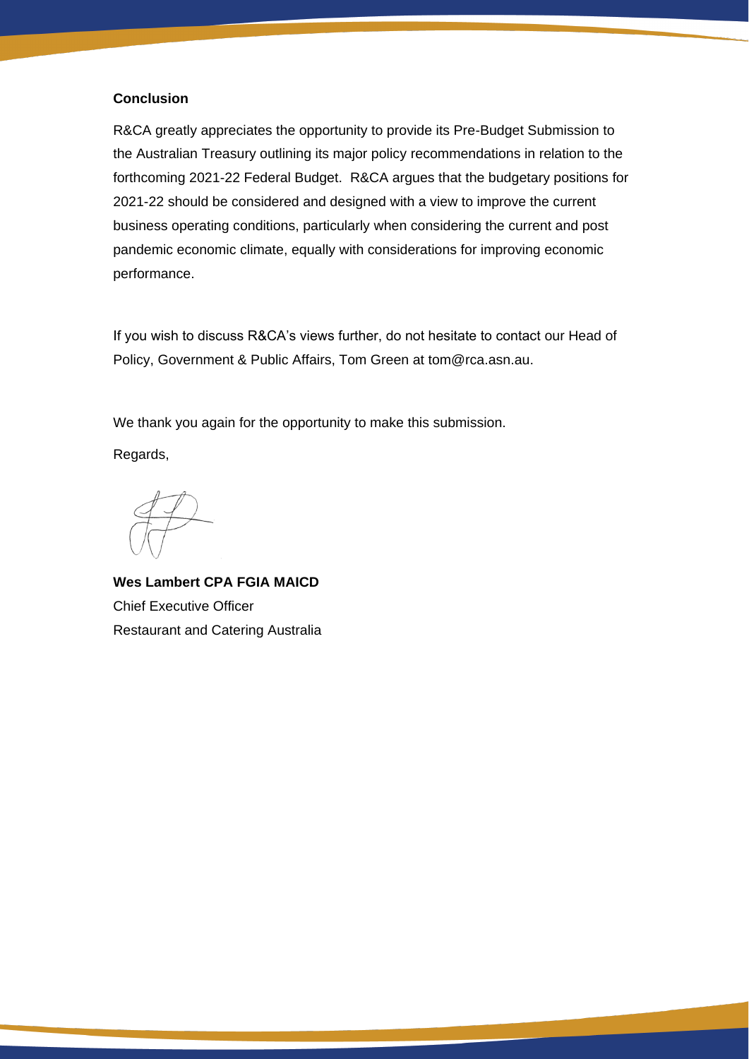**Conclusion**

R&CA greatly appreciates the opportunity to provide its Pre-Budget Submission to the Australian Treasury outlining its major policy recommendations in relation to the forthcoming 2021-22 Federal Budget. R&CA argues that the budgetary positions for 2021-22 should be considered and designed with a view to improve the current business operating conditions, particularly when considering the current and post pandemic economic climate, equally with considerations for improving economic performance.

If you wish to discuss R&CA's views further, do not hesitate to contact our Head of Policy, Government & Public Affairs, Tom Green at tom@rca.asn.au.

We thank you again for the opportunity to make this submission.

Regards,

**Wes Lambert CPA FGIA MAICD**
Chief Executive Officer
Restaurant and Catering Australia